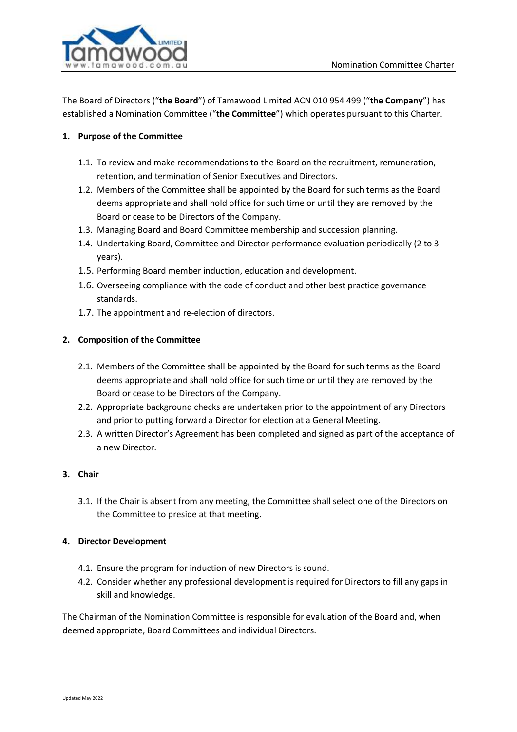The Board of Directors ("**the Board**") of Tamawood Limited ACN 010 954 499 ("**the Company**") has established a Nomination Committee ("**the Committee**") which operates pursuant to this Charter.

**1. Purpose of the Committee**

1.1. To review and make recommendations to the Board on the recruitment, remuneration, retention, and termination of Senior Executives and Directors.

1.2. Members of the Committee shall be appointed by the Board for such terms as the Board deems appropriate and shall hold office for such time or until they are removed by the Board or cease to be Directors of the Company.

1.3. Managing Board and Board Committee membership and succession planning.

1.4. Undertaking Board, Committee and Director performance evaluation periodically (2 to 3 years).

1.5. Performing Board member induction, education and development.

1.6. Overseeing compliance with the code of conduct and other best practice governance standards.

1.7. The appointment and re-election of directors.

**2. Composition of the Committee**

2.1. Members of the Committee shall be appointed by the Board for such terms as the Board deems appropriate and shall hold office for such time or until they are removed by the Board or cease to be Directors of the Company.

2.2. Appropriate background checks are undertaken prior to the appointment of any Directors and prior to putting forward a Director for election at a General Meeting.

2.3. A written Director's Agreement has been completed and signed as part of the acceptance of a new Director.

**3. Chair**

3.1. If the Chair is absent from any meeting, the Committee shall select one of the Directors on the Committee to preside at that meeting.

**4. Director Development**

4.1. Ensure the program for induction of new Directors is sound.

4.2. Consider whether any professional development is required for Directors to fill any gaps in skill and knowledge.

The Chairman of the Nomination Committee is responsible for evaluation of the Board and, when deemed appropriate, Board Committees and individual Directors.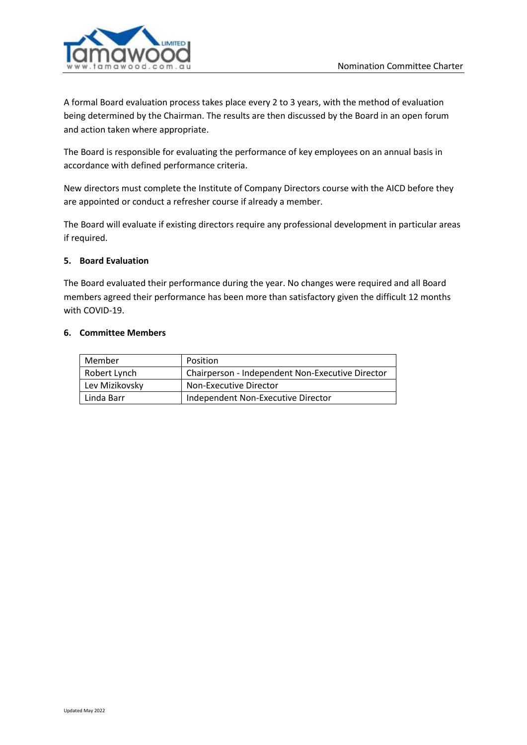A formal Board evaluation process takes place every 2 to 3 years, with the method of evaluation being determined by the Chairman. The results are then discussed by the Board in an open forum and action taken where appropriate.

The Board is responsible for evaluating the performance of key employees on an annual basis in accordance with defined performance criteria.

New directors must complete the Institute of Company Directors course with the AICD before they are appointed or conduct a refresher course if already a member.

The Board will evaluate if existing directors require any professional development in particular areas if required.

## 5. Board Evaluation

The Board evaluated their performance during the year. No changes were required and all Board members agreed their performance has been more than satisfactory given the difficult 12 months with COVID-19.

## 6. Committee Members

| Member | Position |
| --- | --- |
| Robert Lynch | Chairperson - Independent Non-Executive Director |
| Lev Mizikovsky | Non-Executive Director |
| Linda Barr | Independent Non-Executive Director |